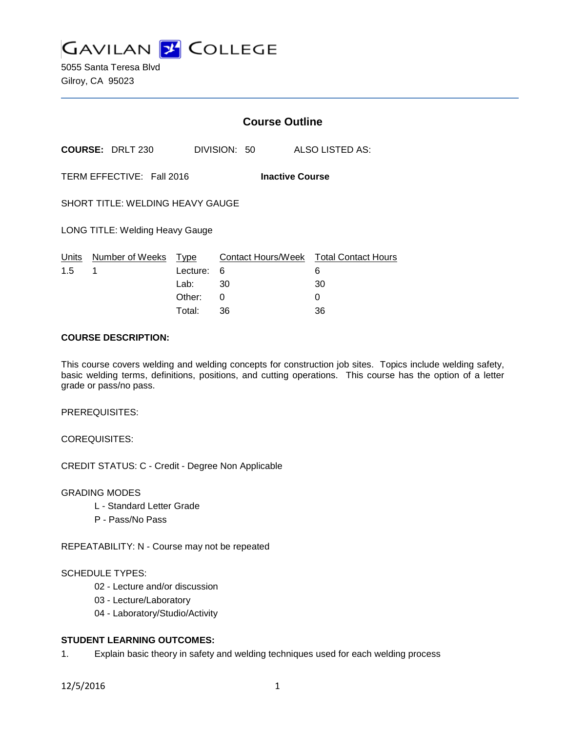# GAVILAN COLLEGE

5055 Santa Teresa Blvd
Gilroy, CA 95023

## Course Outline

**COURSE:** DRLT 230 DIVISION: 50 ALSO LISTED AS:

TERM EFFECTIVE: Fall 2016 **Inactive Course**

SHORT TITLE: WELDING HEAVY GAUGE

LONG TITLE: Welding Heavy Gauge

| Units | Number of Weeks | Type | Contact Hours/Week | Total Contact Hours |
|---|---|---|---|---|
| 1.5 | 1 | Lecture: | 6 | 6 |
| | | Lab: | 30 | 30 |
| | | Other: | 0 | 0 |
| | | Total: | 36 | 36 |

**COURSE DESCRIPTION:**

This course covers welding and welding concepts for construction job sites. Topics include welding safety, basic welding terms, definitions, positions, and cutting operations. This course has the option of a letter grade or pass/no pass.

PREREQUISITES:

COREQUISITES:

CREDIT STATUS: C - Credit - Degree Non Applicable

GRADING MODES

- L - Standard Letter Grade
- P - Pass/No Pass

REPEATABILITY: N - Course may not be repeated

SCHEDULE TYPES:

- 02 - Lecture and/or discussion
- 03 - Lecture/Laboratory
- 04 - Laboratory/Studio/Activity

**STUDENT LEARNING OUTCOMES:**

1. Explain basic theory in safety and welding techniques used for each welding process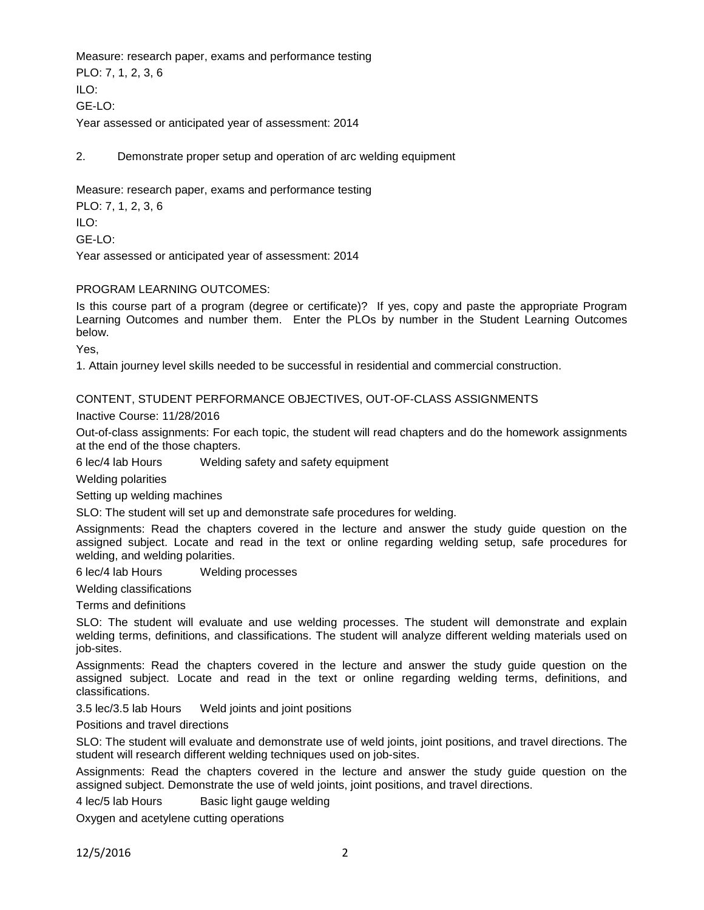Measure: research paper, exams and performance testing

PLO: 7, 1, 2, 3, 6

ILO:

GE-LO:

Year assessed or anticipated year of assessment: 2014

2. Demonstrate proper setup and operation of arc welding equipment

Measure: research paper, exams and performance testing

PLO: 7, 1, 2, 3, 6

ILO:

GE-LO:

Year assessed or anticipated year of assessment: 2014

PROGRAM LEARNING OUTCOMES:

Is this course part of a program (degree or certificate)? If yes, copy and paste the appropriate Program Learning Outcomes and number them. Enter the PLOs by number in the Student Learning Outcomes below.

Yes,

1. Attain journey level skills needed to be successful in residential and commercial construction.

CONTENT, STUDENT PERFORMANCE OBJECTIVES, OUT-OF-CLASS ASSIGNMENTS

Inactive Course: 11/28/2016

Out-of-class assignments: For each topic, the student will read chapters and do the homework assignments at the end of the those chapters.

6 lec/4 lab Hours Welding safety and safety equipment

Welding polarities

Setting up welding machines

SLO: The student will set up and demonstrate safe procedures for welding.

Assignments: Read the chapters covered in the lecture and answer the study guide question on the assigned subject. Locate and read in the text or online regarding welding setup, safe procedures for welding, and welding polarities.

6 lec/4 lab Hours Welding processes

Welding classifications

Terms and definitions

SLO: The student will evaluate and use welding processes. The student will demonstrate and explain welding terms, definitions, and classifications. The student will analyze different welding materials used on job-sites.

Assignments: Read the chapters covered in the lecture and answer the study guide question on the assigned subject. Locate and read in the text or online regarding welding terms, definitions, and classifications.

3.5 lec/3.5 lab Hours Weld joints and joint positions

Positions and travel directions

SLO: The student will evaluate and demonstrate use of weld joints, joint positions, and travel directions. The student will research different welding techniques used on job-sites.

Assignments: Read the chapters covered in the lecture and answer the study guide question on the assigned subject. Demonstrate the use of weld joints, joint positions, and travel directions.

4 lec/5 lab Hours Basic light gauge welding

Oxygen and acetylene cutting operations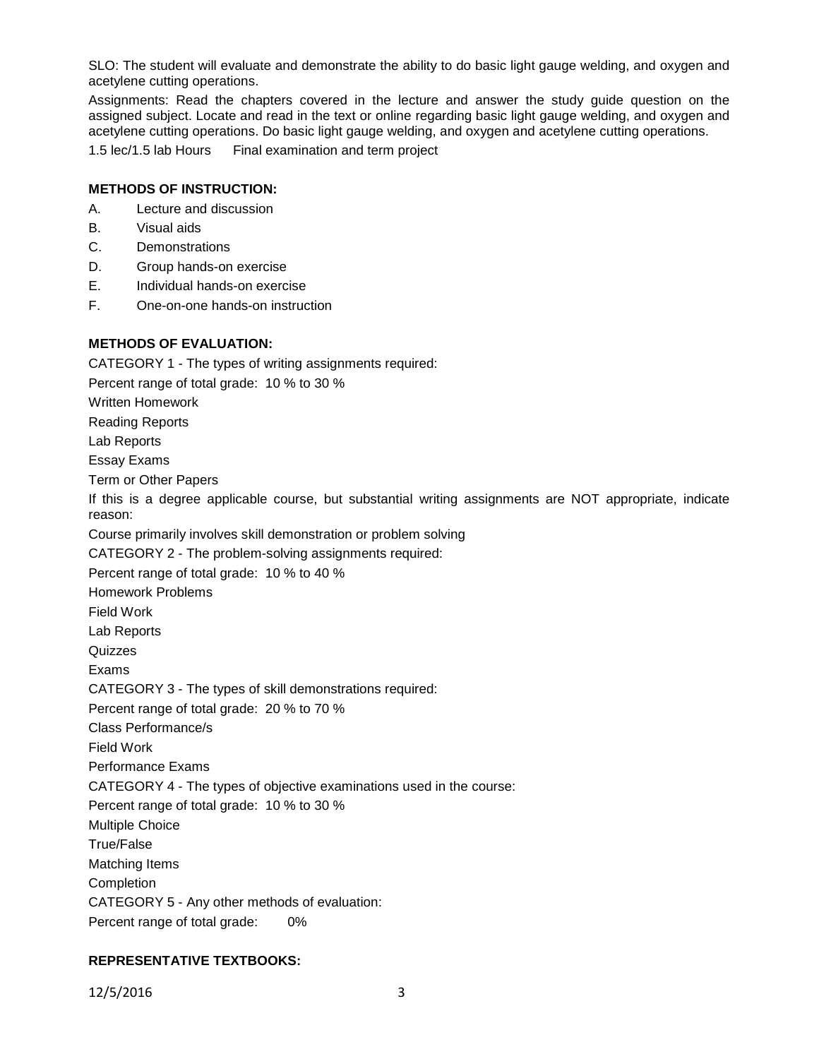SLO: The student will evaluate and demonstrate the ability to do basic light gauge welding, and oxygen and acetylene cutting operations.

Assignments: Read the chapters covered in the lecture and answer the study guide question on the assigned subject. Locate and read in the text or online regarding basic light gauge welding, and oxygen and acetylene cutting operations. Do basic light gauge welding, and oxygen and acetylene cutting operations.

1.5 lec/1.5 lab Hours      Final examination and term project

**METHODS OF INSTRUCTION:**

A. Lecture and discussion
B. Visual aids
C. Demonstrations
D. Group hands-on exercise
E. Individual hands-on exercise
F. One-on-one hands-on instruction

**METHODS OF EVALUATION:**

CATEGORY 1 - The types of writing assignments required:

Percent range of total grade: 10 % to 30 %

Written Homework

Reading Reports

Lab Reports

Essay Exams

Term or Other Papers

If this is a degree applicable course, but substantial writing assignments are NOT appropriate, indicate reason:

Course primarily involves skill demonstration or problem solving

CATEGORY 2 - The problem-solving assignments required:

Percent range of total grade: 10 % to 40 %

Homework Problems

Field Work

Lab Reports

Quizzes

Exams

CATEGORY 3 - The types of skill demonstrations required:

Percent range of total grade: 20 % to 70 %

Class Performance/s

Field Work

Performance Exams

CATEGORY 4 - The types of objective examinations used in the course:

Percent range of total grade: 10 % to 30 %

Multiple Choice

True/False

Matching Items

Completion

CATEGORY 5 - Any other methods of evaluation:

Percent range of total grade: 0%

**REPRESENTATIVE TEXTBOOKS:**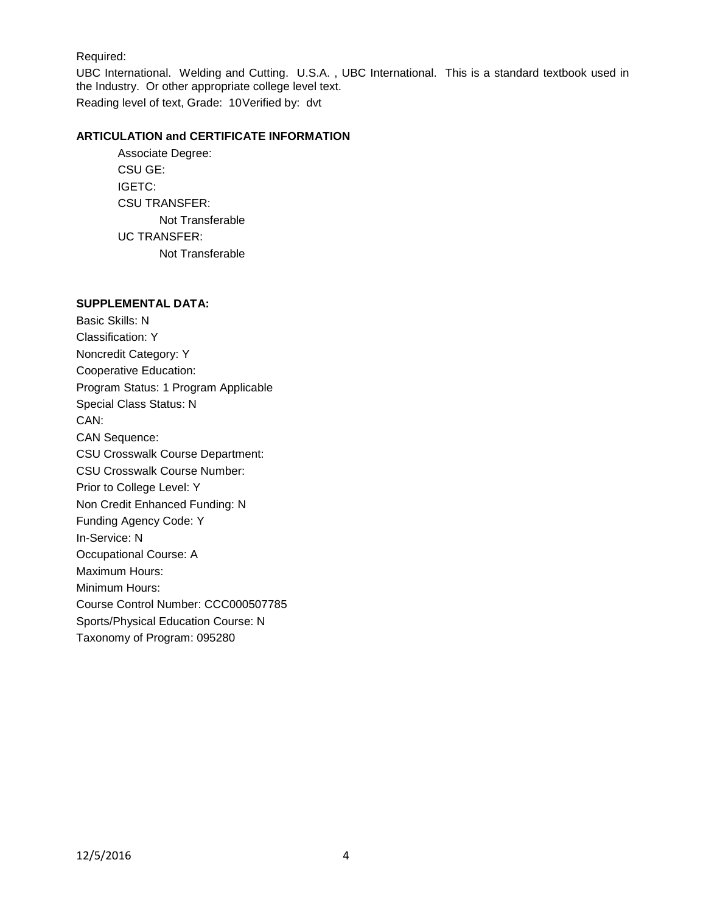Required:

UBC International. Welding and Cutting. U.S.A. , UBC International. This is a standard textbook used in the Industry. Or other appropriate college level text.

Reading level of text, Grade: 10Verified by: dvt

**ARTICULATION and CERTIFICATE INFORMATION**

Associate Degree:

CSU GE:

IGETC:

CSU TRANSFER:

Not Transferable

UC TRANSFER:

Not Transferable

**SUPPLEMENTAL DATA:**

Basic Skills: N

Classification: Y

Noncredit Category: Y

Cooperative Education:

Program Status: 1 Program Applicable

Special Class Status: N

CAN:

CAN Sequence:

CSU Crosswalk Course Department:

CSU Crosswalk Course Number:

Prior to College Level: Y

Non Credit Enhanced Funding: N

Funding Agency Code: Y

In-Service: N

Occupational Course: A

Maximum Hours:

Minimum Hours:

Course Control Number: CCC000507785

Sports/Physical Education Course: N

Taxonomy of Program: 095280